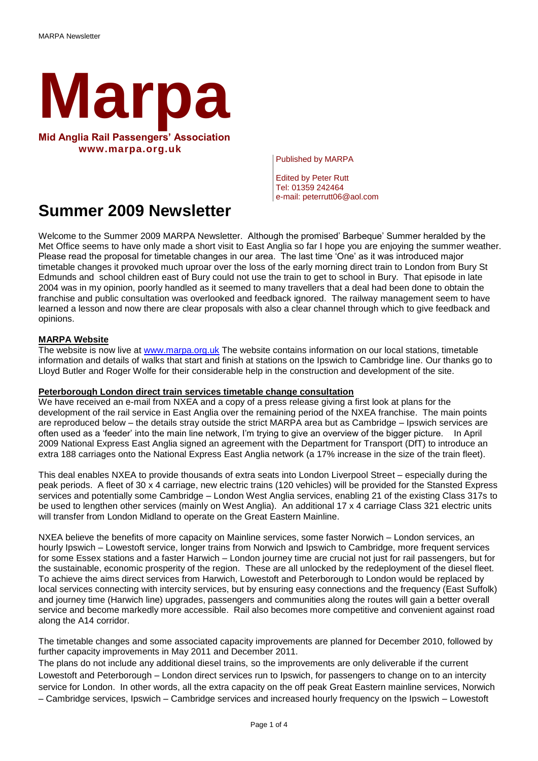# Marpa

**Mid Anglia Rail Passengers' Association**
**www.marpa.org.uk**

Published by MARPA

Edited by Peter Rutt
Tel: 01359 242464
e-mail: peterrutt06@aol.com

# Summer 2009 Newsletter

Welcome to the Summer 2009 MARPA Newsletter. Although the promised' Barbeque' Summer heralded by the Met Office seems to have only made a short visit to East Anglia so far I hope you are enjoying the summer weather. Please read the proposal for timetable changes in our area. The last time 'One' as it was introduced major timetable changes it provoked much uproar over the loss of the early morning direct train to London from Bury St Edmunds and school children east of Bury could not use the train to get to school in Bury. That episode in late 2004 was in my opinion, poorly handled as it seemed to many travellers that a deal had been done to obtain the franchise and public consultation was overlooked and feedback ignored. The railway management seem to have learned a lesson and now there are clear proposals with also a clear channel through which to give feedback and opinions.

**MARPA Website**

The website is now live at [www.marpa.org.uk](www.marpa.org.uk) The website contains information on our local stations, timetable information and details of walks that start and finish at stations on the Ipswich to Cambridge line. Our thanks go to Lloyd Butler and Roger Wolfe for their considerable help in the construction and development of the site.

**Peterborough London direct train services timetable change consultation**

We have received an e-mail from NXEA and a copy of a press release giving a first look at plans for the development of the rail service in East Anglia over the remaining period of the NXEA franchise. The main points are reproduced below – the details stray outside the strict MARPA area but as Cambridge – Ipswich services are often used as a 'feeder' into the main line network, I'm trying to give an overview of the bigger picture. In April 2009 National Express East Anglia signed an agreement with the Department for Transport (DfT) to introduce an extra 188 carriages onto the National Express East Anglia network (a 17% increase in the size of the train fleet).

This deal enables NXEA to provide thousands of extra seats into London Liverpool Street – especially during the peak periods. A fleet of 30 x 4 carriage, new electric trains (120 vehicles) will be provided for the Stansted Express services and potentially some Cambridge – London West Anglia services, enabling 21 of the existing Class 317s to be used to lengthen other services (mainly on West Anglia). An additional 17 x 4 carriage Class 321 electric units will transfer from London Midland to operate on the Great Eastern Mainline.

NXEA believe the benefits of more capacity on Mainline services, some faster Norwich – London services, an hourly Ipswich – Lowestoft service, longer trains from Norwich and Ipswich to Cambridge, more frequent services for some Essex stations and a faster Harwich – London journey time are crucial not just for rail passengers, but for the sustainable, economic prosperity of the region. These are all unlocked by the redeployment of the diesel fleet. To achieve the aims direct services from Harwich, Lowestoft and Peterborough to London would be replaced by local services connecting with intercity services, but by ensuring easy connections and the frequency (East Suffolk) and journey time (Harwich line) upgrades, passengers and communities along the routes will gain a better overall service and become markedly more accessible. Rail also becomes more competitive and convenient against road along the A14 corridor.

The timetable changes and some associated capacity improvements are planned for December 2010, followed by further capacity improvements in May 2011 and December 2011.

The plans do not include any additional diesel trains, so the improvements are only deliverable if the current Lowestoft and Peterborough – London direct services run to Ipswich, for passengers to change on to an intercity service for London. In other words, all the extra capacity on the off peak Great Eastern mainline services, Norwich – Cambridge services, Ipswich – Cambridge services and increased hourly frequency on the Ipswich – Lowestoft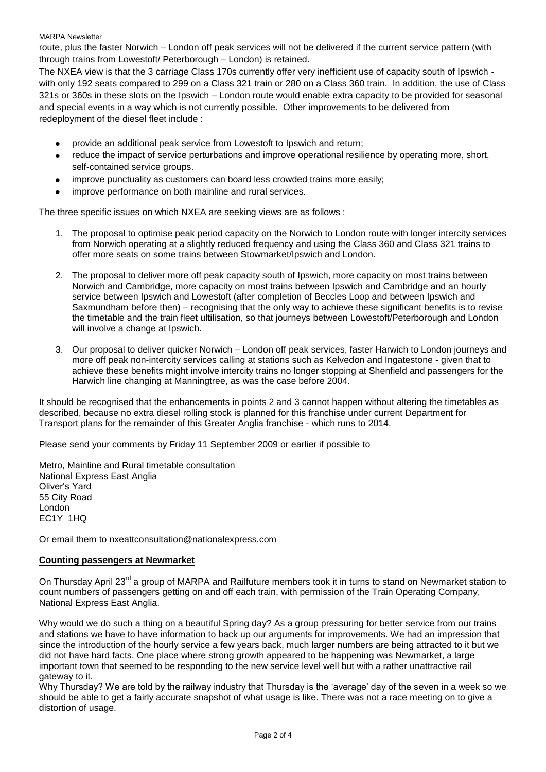route, plus the faster Norwich – London off peak services will not be delivered if the current service pattern (with through trains from Lowestoft/ Peterborough – London) is retained.

The NXEA view is that the 3 carriage Class 170s currently offer very inefficient use of capacity south of Ipswich - with only 192 seats compared to 299 on a Class 321 train or 280 on a Class 360 train. In addition, the use of Class 321s or 360s in these slots on the Ipswich – London route would enable extra capacity to be provided for seasonal and special events in a way which is not currently possible. Other improvements to be delivered from redeployment of the diesel fleet include :

- provide an additional peak service from Lowestoft to Ipswich and return;
- reduce the impact of service perturbations and improve operational resilience by operating more, short, self-contained service groups.
- improve punctuality as customers can board less crowded trains more easily;
- improve performance on both mainline and rural services.

The three specific issues on which NXEA are seeking views are as follows :

1. The proposal to optimise peak period capacity on the Norwich to London route with longer intercity services from Norwich operating at a slightly reduced frequency and using the Class 360 and Class 321 trains to offer more seats on some trains between Stowmarket/Ipswich and London.
2. The proposal to deliver more off peak capacity south of Ipswich, more capacity on most trains between Norwich and Cambridge, more capacity on most trains between Ipswich and Cambridge and an hourly service between Ipswich and Lowestoft (after completion of Beccles Loop and between Ipswich and Saxmundham before then) – recognising that the only way to achieve these significant benefits is to revise the timetable and the train fleet ultilisation, so that journeys between Lowestoft/Peterborough and London will involve a change at Ipswich.
3. Our proposal to deliver quicker Norwich – London off peak services, faster Harwich to London journeys and more off peak non-intercity services calling at stations such as Kelvedon and Ingatestone - given that to achieve these benefits might involve intercity trains no longer stopping at Shenfield and passengers for the Harwich line changing at Manningtree, as was the case before 2004.

It should be recognised that the enhancements in points 2 and 3 cannot happen without altering the timetables as described, because no extra diesel rolling stock is planned for this franchise under current Department for Transport plans for the remainder of this Greater Anglia franchise - which runs to 2014.

Please send your comments by Friday 11 September 2009 or earlier if possible to

Metro, Mainline and Rural timetable consultation
National Express East Anglia
Oliver's Yard
55 City Road
London
EC1Y 1HQ

Or email them to nxeattconsultation@nationalexpress.com

## Counting passengers at Newmarket

On Thursday April 23rd a group of MARPA and Railfuture members took it in turns to stand on Newmarket station to count numbers of passengers getting on and off each train, with permission of the Train Operating Company, National Express East Anglia.

Why would we do such a thing on a beautiful Spring day? As a group pressuring for better service from our trains and stations we have to have information to back up our arguments for improvements. We had an impression that since the introduction of the hourly service a few years back, much larger numbers are being attracted to it but we did not have hard facts. One place where strong growth appeared to be happening was Newmarket, a large important town that seemed to be responding to the new service level well but with a rather unattractive rail gateway to it.

Why Thursday? We are told by the railway industry that Thursday is the 'average' day of the seven in a week so we should be able to get a fairly accurate snapshot of what usage is like. There was not a race meeting on to give a distortion of usage.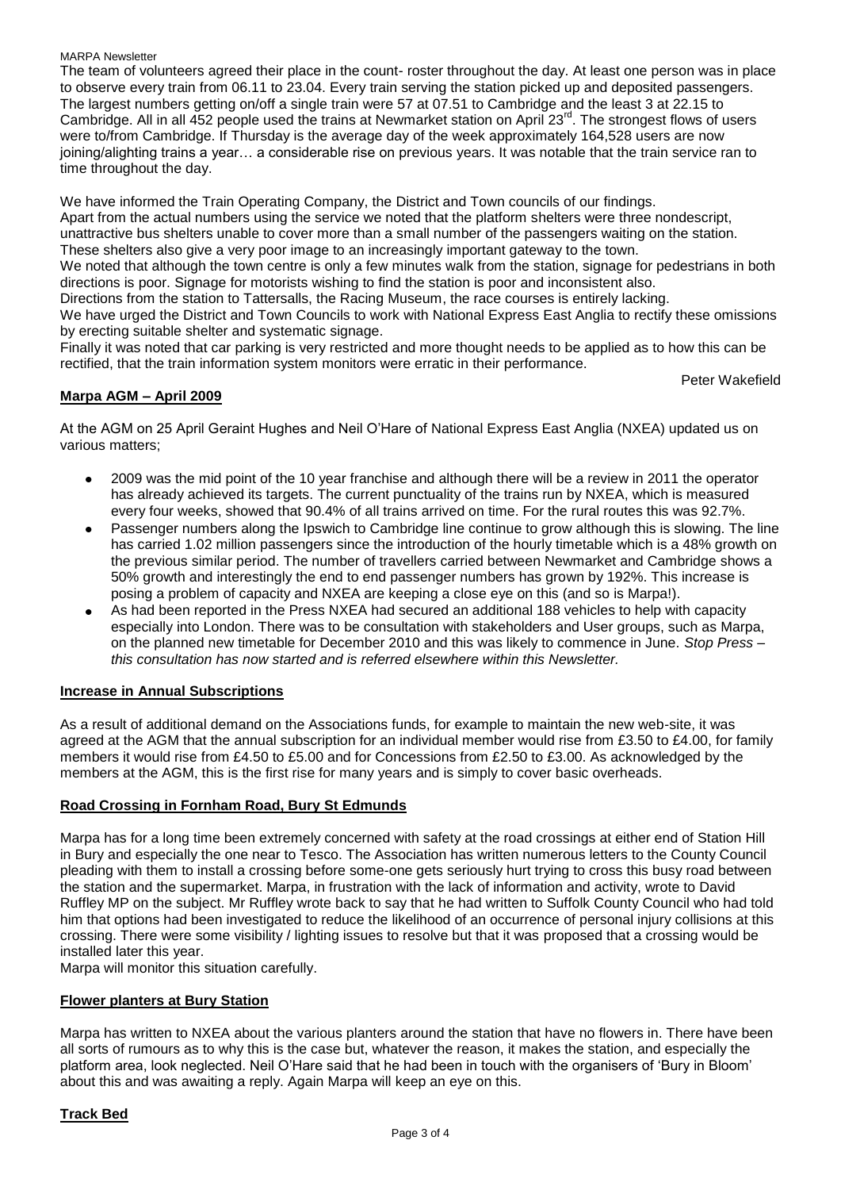The team of volunteers agreed their place in the count- roster throughout the day. At least one person was in place to observe every train from 06.11 to 23.04. Every train serving the station picked up and deposited passengers. The largest numbers getting on/off a single train were 57 at 07.51 to Cambridge and the least 3 at 22.15 to Cambridge. All in all 452 people used the trains at Newmarket station on April 23rd. The strongest flows of users were to/from Cambridge. If Thursday is the average day of the week approximately 164,528 users are now joining/alighting trains a year… a considerable rise on previous years. It was notable that the train service ran to time throughout the day.

We have informed the Train Operating Company, the District and Town councils of our findings.
Apart from the actual numbers using the service we noted that the platform shelters were three nondescript, unattractive bus shelters unable to cover more than a small number of the passengers waiting on the station. These shelters also give a very poor image to an increasingly important gateway to the town.
We noted that although the town centre is only a few minutes walk from the station, signage for pedestrians in both directions is poor. Signage for motorists wishing to find the station is poor and inconsistent also.
Directions from the station to Tattersalls, the Racing Museum, the race courses is entirely lacking.
We have urged the District and Town Councils to work with National Express East Anglia to rectify these omissions by erecting suitable shelter and systematic signage.
Finally it was noted that car parking is very restricted and more thought needs to be applied as to how this can be rectified, that the train information system monitors were erratic in their performance.

Peter Wakefield

## Marpa AGM – April 2009

At the AGM on 25 April Geraint Hughes and Neil O'Hare of National Express East Anglia (NXEA) updated us on various matters;

- 2009 was the mid point of the 10 year franchise and although there will be a review in 2011 the operator has already achieved its targets. The current punctuality of the trains run by NXEA, which is measured every four weeks, showed that 90.4% of all trains arrived on time. For the rural routes this was 92.7%.
- Passenger numbers along the Ipswich to Cambridge line continue to grow although this is slowing. The line has carried 1.02 million passengers since the introduction of the hourly timetable which is a 48% growth on the previous similar period. The number of travellers carried between Newmarket and Cambridge shows a 50% growth and interestingly the end to end passenger numbers has grown by 192%. This increase is posing a problem of capacity and NXEA are keeping a close eye on this (and so is Marpa!).
- As had been reported in the Press NXEA had secured an additional 188 vehicles to help with capacity especially into London. There was to be consultation with stakeholders and User groups, such as Marpa, on the planned new timetable for December 2010 and this was likely to commence in June. *Stop Press – this consultation has now started and is referred elsewhere within this Newsletter.*

## Increase in Annual Subscriptions

As a result of additional demand on the Associations funds, for example to maintain the new web-site, it was agreed at the AGM that the annual subscription for an individual member would rise from £3.50 to £4.00, for family members it would rise from £4.50 to £5.00 and for Concessions from £2.50 to £3.00. As acknowledged by the members at the AGM, this is the first rise for many years and is simply to cover basic overheads.

## Road Crossing in Fornham Road, Bury St Edmunds

Marpa has for a long time been extremely concerned with safety at the road crossings at either end of Station Hill in Bury and especially the one near to Tesco. The Association has written numerous letters to the County Council pleading with them to install a crossing before some-one gets seriously hurt trying to cross this busy road between the station and the supermarket. Marpa, in frustration with the lack of information and activity, wrote to David Ruffley MP on the subject. Mr Ruffley wrote back to say that he had written to Suffolk County Council who had told him that options had been investigated to reduce the likelihood of an occurrence of personal injury collisions at this crossing. There were some visibility / lighting issues to resolve but that it was proposed that a crossing would be installed later this year.
Marpa will monitor this situation carefully.

## Flower planters at Bury Station

Marpa has written to NXEA about the various planters around the station that have no flowers in. There have been all sorts of rumours as to why this is the case but, whatever the reason, it makes the station, and especially the platform area, look neglected. Neil O'Hare said that he had been in touch with the organisers of 'Bury in Bloom' about this and was awaiting a reply. Again Marpa will keep an eye on this.

## Track Bed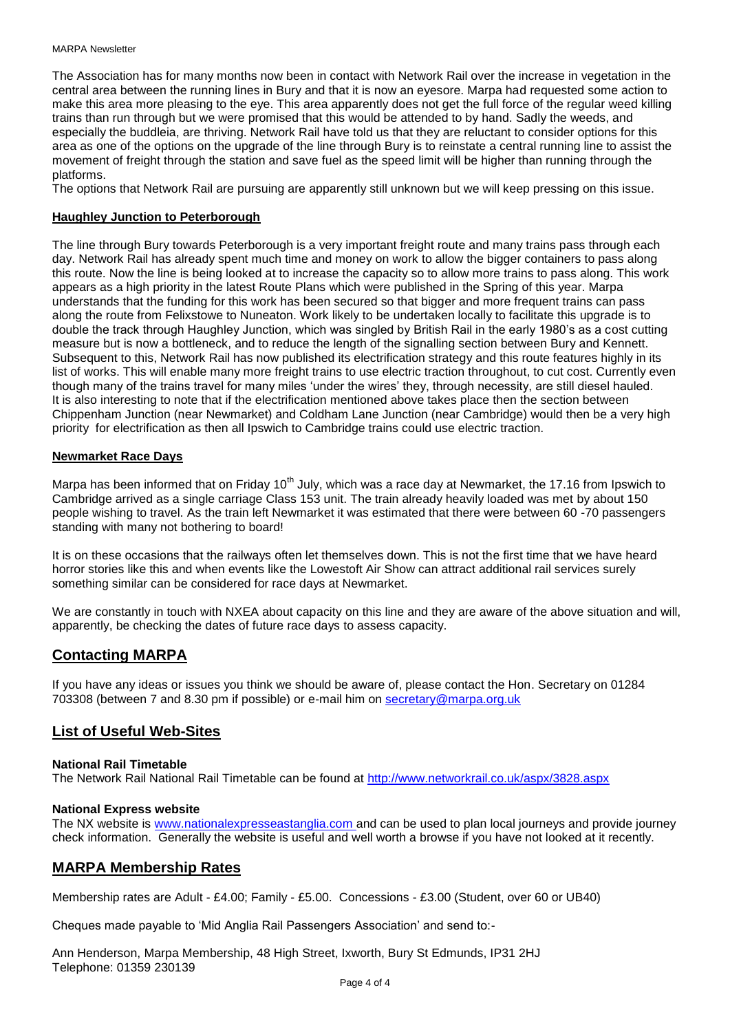The Association has for many months now been in contact with Network Rail over the increase in vegetation in the central area between the running lines in Bury and that it is now an eyesore. Marpa had requested some action to make this area more pleasing to the eye. This area apparently does not get the full force of the regular weed killing trains than run through but we were promised that this would be attended to by hand. Sadly the weeds, and especially the buddleia, are thriving. Network Rail have told us that they are reluctant to consider options for this area as one of the options on the upgrade of the line through Bury is to reinstate a central running line to assist the movement of freight through the station and save fuel as the speed limit will be higher than running through the platforms.

The options that Network Rail are pursuing are apparently still unknown but we will keep pressing on this issue.

### Haughley Junction to Peterborough

The line through Bury towards Peterborough is a very important freight route and many trains pass through each day. Network Rail has already spent much time and money on work to allow the bigger containers to pass along this route. Now the line is being looked at to increase the capacity so to allow more trains to pass along. This work appears as a high priority in the latest Route Plans which were published in the Spring of this year. Marpa understands that the funding for this work has been secured so that bigger and more frequent trains can pass along the route from Felixstowe to Nuneaton. Work likely to be undertaken locally to facilitate this upgrade is to double the track through Haughley Junction, which was singled by British Rail in the early 1980's as a cost cutting measure but is now a bottleneck, and to reduce the length of the signalling section between Bury and Kennett. Subsequent to this, Network Rail has now published its electrification strategy and this route features highly in its list of works. This will enable many more freight trains to use electric traction throughout, to cut cost. Currently even though many of the trains travel for many miles 'under the wires' they, through necessity, are still diesel hauled. It is also interesting to note that if the electrification mentioned above takes place then the section between Chippenham Junction (near Newmarket) and Coldham Lane Junction (near Cambridge) would then be a very high priority for electrification as then all Ipswich to Cambridge trains could use electric traction.

### Newmarket Race Days

Marpa has been informed that on Friday 10th July, which was a race day at Newmarket, the 17.16 from Ipswich to Cambridge arrived as a single carriage Class 153 unit. The train already heavily loaded was met by about 150 people wishing to travel. As the train left Newmarket it was estimated that there were between 60 -70 passengers standing with many not bothering to board!

It is on these occasions that the railways often let themselves down. This is not the first time that we have heard horror stories like this and when events like the Lowestoft Air Show can attract additional rail services surely something similar can be considered for race days at Newmarket.

We are constantly in touch with NXEA about capacity on this line and they are aware of the above situation and will, apparently, be checking the dates of future race days to assess capacity.

## Contacting MARPA

If you have any ideas or issues you think we should be aware of, please contact the Hon. Secretary on 01284 703308 (between 7 and 8.30 pm if possible) or e-mail him on secretary@marpa.org.uk

## List of Useful Web-Sites

**National Rail Timetable**

The Network Rail National Rail Timetable can be found at http://www.networkrail.co.uk/aspx/3828.aspx

**National Express website**

The NX website is www.nationalexpresseastanglia.com and can be used to plan local journeys and provide journey check information. Generally the website is useful and well worth a browse if you have not looked at it recently.

## MARPA Membership Rates

Membership rates are Adult - £4.00; Family - £5.00. Concessions - £3.00 (Student, over 60 or UB40)

Cheques made payable to 'Mid Anglia Rail Passengers Association' and send to:-

Ann Henderson, Marpa Membership, 48 High Street, Ixworth, Bury St Edmunds, IP31 2HJ
Telephone: 01359 230139